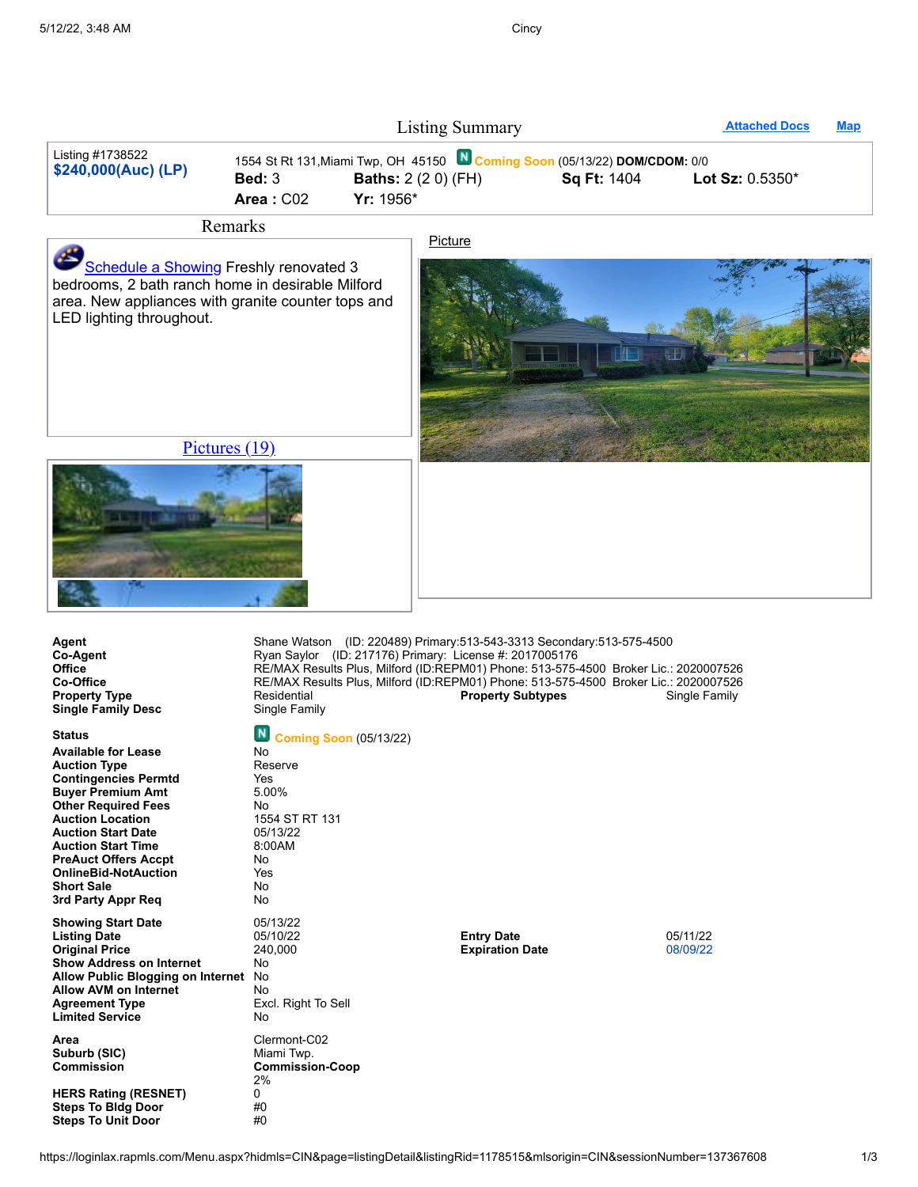# Listing Summary

Attached Docs | Map

| Listing #1738522 | 1554 St Rt 131, Miami Twp, OH 45150 | N Coming Soon (05/13/22) **DOM/CDOM:** 0/0 | |
|---|---|---|---|
| **$240,000(Auc) (LP)** | **Bed:** 3 | **Baths:** 2 (2 0) (FH) | **Sq Ft:** 1404 | **Lot Sz:** 0.5350* |
| | **Area :** C02 | **Yr:** 1956* | | |

## Remarks

Schedule a Showing Freshly renovated 3 bedrooms, 2 bath ranch home in desirable Milford area. New appliances with granite counter tops and LED lighting throughout.

Picture

Pictures (19)

| | |
|---|---|
| **Agent** | Shane Watson (ID: 220489) Primary:513-543-3313 Secondary:513-575-4500 |
| **Co-Agent** | Ryan Saylor (ID: 217176) Primary: License #: 2017005176 |
| **Office** | RE/MAX Results Plus, Milford (ID:REPM01) Phone: 513-575-4500 Broker Lic.: 2020007526 |
| **Co-Office** | RE/MAX Results Plus, Milford (ID:REPM01) Phone: 513-575-4500 Broker Lic.: 2020007526 |
| **Property Type** | Residential — **Property Subtypes** Single Family |
| **Single Family Desc** | Single Family |

| | |
|---|---|
| **Status** | N Coming Soon (05/13/22) |
| **Available for Lease** | No |
| **Auction Type** | Reserve |
| **Contingencies Permtd** | Yes |
| **Buyer Premium Amt** | 5.00% |
| **Other Required Fees** | No |
| **Auction Location** | 1554 ST RT 131 |
| **Auction Start Date** | 05/13/22 |
| **Auction Start Time** | 8:00AM |
| **PreAuct Offers Accpt** | No |
| **OnlineBid-NotAuction** | Yes |
| **Short Sale** | No |
| **3rd Party Appr Req** | No |

| | | | |
|---|---|---|---|
| **Showing Start Date** | 05/13/22 | | |
| **Listing Date** | 05/10/22 | **Entry Date** | 05/11/22 |
| **Original Price** | 240,000 | **Expiration Date** | 08/09/22 |
| **Show Address on Internet** | No | | |
| **Allow Public Blogging on Internet** | No | | |
| **Allow AVM on Internet** | No | | |
| **Agreement Type** | Excl. Right To Sell | | |
| **Limited Service** | No | | |

| | |
|---|---|
| **Area** | Clermont-C02 |
| **Suburb (SIC)** | Miami Twp. |
| **Commission** | **Commission-Coop** 2% |
| **HERS Rating (RESNET)** | 0 |
| **Steps To Bldg Door** | #0 |
| **Steps To Unit Door** | #0 |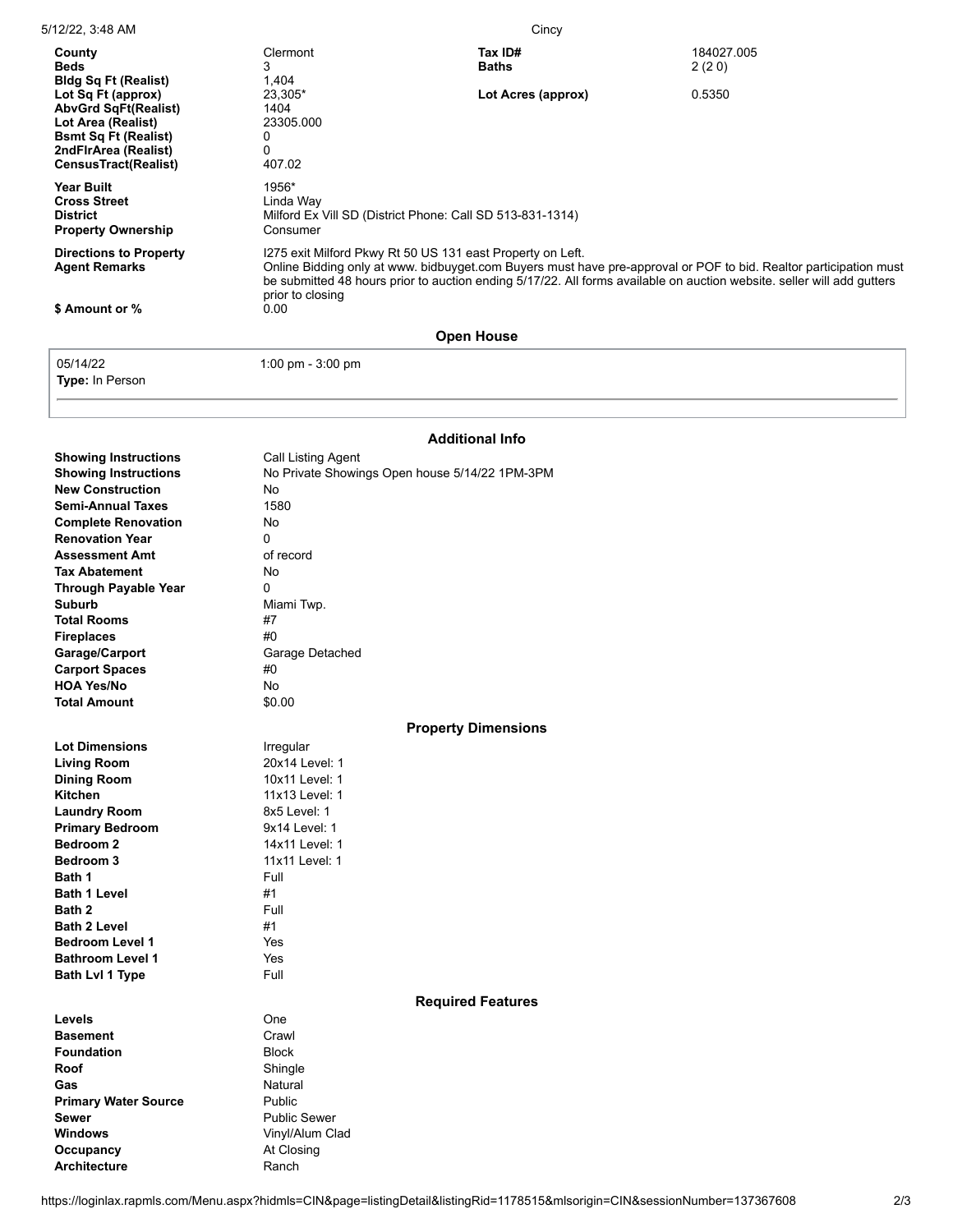| | | | |
|---|---|---|---|
| **County** | Clermont | **Tax ID#** | 184027.005 |
| **Beds** | 3 | **Baths** | 2 (2 0) |
| **Bldg Sq Ft (Realist)** | 1,404 | | |
| **Lot Sq Ft (approx)** | 23,305* | **Lot Acres (approx)** | 0.5350 |
| **AbvGrd SqFt(Realist)** | 1404 | | |
| **Lot Area (Realist)** | 23305.000 | | |
| **Bsmt Sq Ft (Realist)** | 0 | | |
| **2ndFlrArea (Realist)** | 0 | | |
| **CensusTract(Realist)** | 407.02 | | |

| | |
|---|---|
| **Year Built** | 1956* |
| **Cross Street** | Linda Way |
| **District** | Milford Ex Vill SD (District Phone: Call SD 513-831-1314) |
| **Property Ownership** | Consumer |
| **Directions to Property** | I275 exit Milford Pkwy Rt 50 US 131 east Property on Left. |
| **Agent Remarks** | Online Bidding only at www. bidbuyget.com Buyers must have pre-approval or POF to bid. Realtor participation must be submitted 48 hours prior to auction ending 5/17/22. All forms available on auction website. seller will add gutters prior to closing |
| **$ Amount or %** | 0.00 |

## Open House

| | |
|---|---|
| 05/14/22 | 1:00 pm - 3:00 pm |
| **Type:** In Person | |

## Additional Info

| | |
|---|---|
| **Showing Instructions** | Call Listing Agent |
| **Showing Instructions** | No Private Showings Open house 5/14/22 1PM-3PM |
| **New Construction** | No |
| **Semi-Annual Taxes** | 1580 |
| **Complete Renovation** | No |
| **Renovation Year** | 0 |
| **Assessment Amt** | of record |
| **Tax Abatement** | No |
| **Through Payable Year** | 0 |
| **Suburb** | Miami Twp. |
| **Total Rooms** | #7 |
| **Fireplaces** | #0 |
| **Garage/Carport** | Garage Detached |
| **Carport Spaces** | #0 |
| **HOA Yes/No** | No |
| **Total Amount** | $0.00 |

## Property Dimensions

| | |
|---|---|
| **Lot Dimensions** | Irregular |
| **Living Room** | 20x14 Level: 1 |
| **Dining Room** | 10x11 Level: 1 |
| **Kitchen** | 11x13 Level: 1 |
| **Laundry Room** | 8x5 Level: 1 |
| **Primary Bedroom** | 9x14 Level: 1 |
| **Bedroom 2** | 14x11 Level: 1 |
| **Bedroom 3** | 11x11 Level: 1 |
| **Bath 1** | Full |
| **Bath 1 Level** | #1 |
| **Bath 2** | Full |
| **Bath 2 Level** | #1 |
| **Bedroom Level 1** | Yes |
| **Bathroom Level 1** | Yes |
| **Bath Lvl 1 Type** | Full |

## Required Features

| | |
|---|---|
| **Levels** | One |
| **Basement** | Crawl |
| **Foundation** | Block |
| **Roof** | Shingle |
| **Gas** | Natural |
| **Primary Water Source** | Public |
| **Sewer** | Public Sewer |
| **Windows** | Vinyl/Alum Clad |
| **Occupancy** | At Closing |
| **Architecture** | Ranch |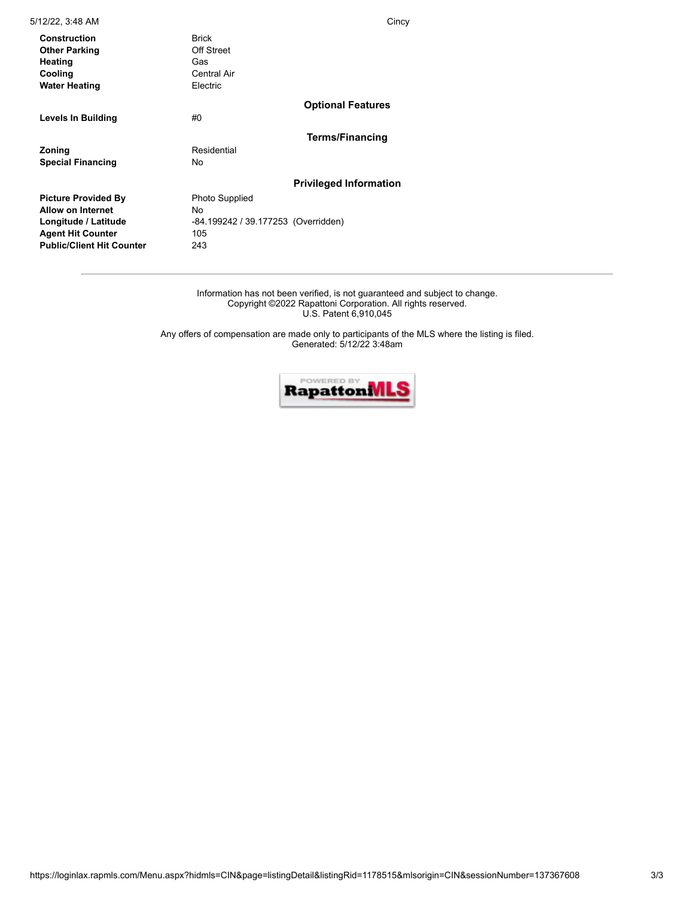| | |
|---|---|
| **Construction** | Brick |
| **Other Parking** | Off Street |
| **Heating** | Gas |
| **Cooling** | Central Air |
| **Water Heating** | Electric |

### Optional Features

| | |
|---|---|
| **Levels In Building** | #0 |

### Terms/Financing

| | |
|---|---|
| **Zoning** | Residential |
| **Special Financing** | No |

### Privileged Information

| | |
|---|---|
| **Picture Provided By** | Photo Supplied |
| **Allow on Internet** | No |
| **Longitude / Latitude** | -84.199242 / 39.177253 (Overridden) |
| **Agent Hit Counter** | 105 |
| **Public/Client Hit Counter** | 243 |

---

Information has not been verified, is not guaranteed and subject to change.
Copyright ©2022 Rapattoni Corporation. All rights reserved.
U.S. Patent 6,910,045

Any offers of compensation are made only to participants of the MLS where the listing is filed.
Generated: 5/12/22 3:48am

POWERED BY RapattoniMLS